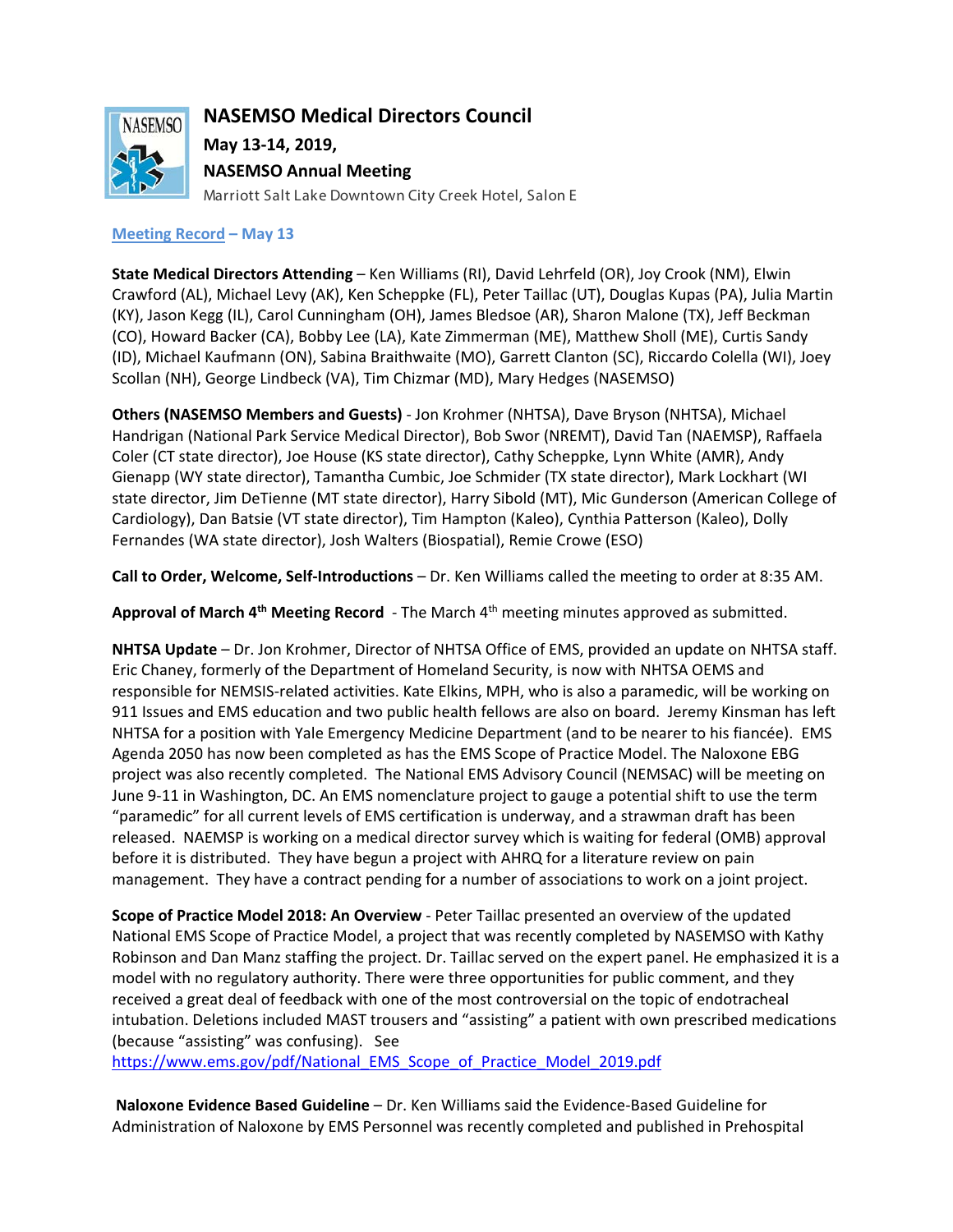# NASEMSO Medical Directors Council

**May 13-14, 2019,**

**NASEMSO Annual Meeting**

Marriott Salt Lake Downtown City Creek Hotel, Salon E

## Meeting Record – May 13

**State Medical Directors Attending** – Ken Williams (RI), David Lehrfeld (OR), Joy Crook (NM), Elwin Crawford (AL), Michael Levy (AK), Ken Scheppke (FL), Peter Taillac (UT), Douglas Kupas (PA), Julia Martin (KY), Jason Kegg (IL), Carol Cunningham (OH), James Bledsoe (AR), Sharon Malone (TX), Jeff Beckman (CO), Howard Backer (CA), Bobby Lee (LA), Kate Zimmerman (ME), Matthew Sholl (ME), Curtis Sandy (ID), Michael Kaufmann (ON), Sabina Braithwaite (MO), Garrett Clanton (SC), Riccardo Colella (WI), Joey Scollan (NH), George Lindbeck (VA), Tim Chizmar (MD), Mary Hedges (NASEMSO)

**Others (NASEMSO Members and Guests)** - Jon Krohmer (NHTSA), Dave Bryson (NHTSA), Michael Handrigan (National Park Service Medical Director), Bob Swor (NREMT), David Tan (NAEMSP), Raffaela Coler (CT state director), Joe House (KS state director), Cathy Scheppke, Lynn White (AMR), Andy Gienapp (WY state director), Tamantha Cumbic, Joe Schmider (TX state director), Mark Lockhart (WI state director, Jim DeTienne (MT state director), Harry Sibold (MT), Mic Gunderson (American College of Cardiology), Dan Batsie (VT state director), Tim Hampton (Kaleo), Cynthia Patterson (Kaleo), Dolly Fernandes (WA state director), Josh Walters (Biospatial), Remie Crowe (ESO)

**Call to Order, Welcome, Self-Introductions** – Dr. Ken Williams called the meeting to order at 8:35 AM.

**Approval of March 4th Meeting Record** - The March 4th meeting minutes approved as submitted.

**NHTSA Update** – Dr. Jon Krohmer, Director of NHTSA Office of EMS, provided an update on NHTSA staff. Eric Chaney, formerly of the Department of Homeland Security, is now with NHTSA OEMS and responsible for NEMSIS-related activities. Kate Elkins, MPH, who is also a paramedic, will be working on 911 Issues and EMS education and two public health fellows are also on board. Jeremy Kinsman has left NHTSA for a position with Yale Emergency Medicine Department (and to be nearer to his fiancée). EMS Agenda 2050 has now been completed as has the EMS Scope of Practice Model. The Naloxone EBG project was also recently completed. The National EMS Advisory Council (NEMSAC) will be meeting on June 9-11 in Washington, DC. An EMS nomenclature project to gauge a potential shift to use the term "paramedic" for all current levels of EMS certification is underway, and a strawman draft has been released. NAEMSP is working on a medical director survey which is waiting for federal (OMB) approval before it is distributed. They have begun a project with AHRQ for a literature review on pain management. They have a contract pending for a number of associations to work on a joint project.

**Scope of Practice Model 2018: An Overview** - Peter Taillac presented an overview of the updated National EMS Scope of Practice Model, a project that was recently completed by NASEMSO with Kathy Robinson and Dan Manz staffing the project. Dr. Taillac served on the expert panel. He emphasized it is a model with no regulatory authority. There were three opportunities for public comment, and they received a great deal of feedback with one of the most controversial on the topic of endotracheal intubation. Deletions included MAST trousers and "assisting" a patient with own prescribed medications (because "assisting" was confusing). See https://www.ems.gov/pdf/National_EMS_Scope_of_Practice_Model_2019.pdf

**Naloxone Evidence Based Guideline** – Dr. Ken Williams said the Evidence-Based Guideline for Administration of Naloxone by EMS Personnel was recently completed and published in Prehospital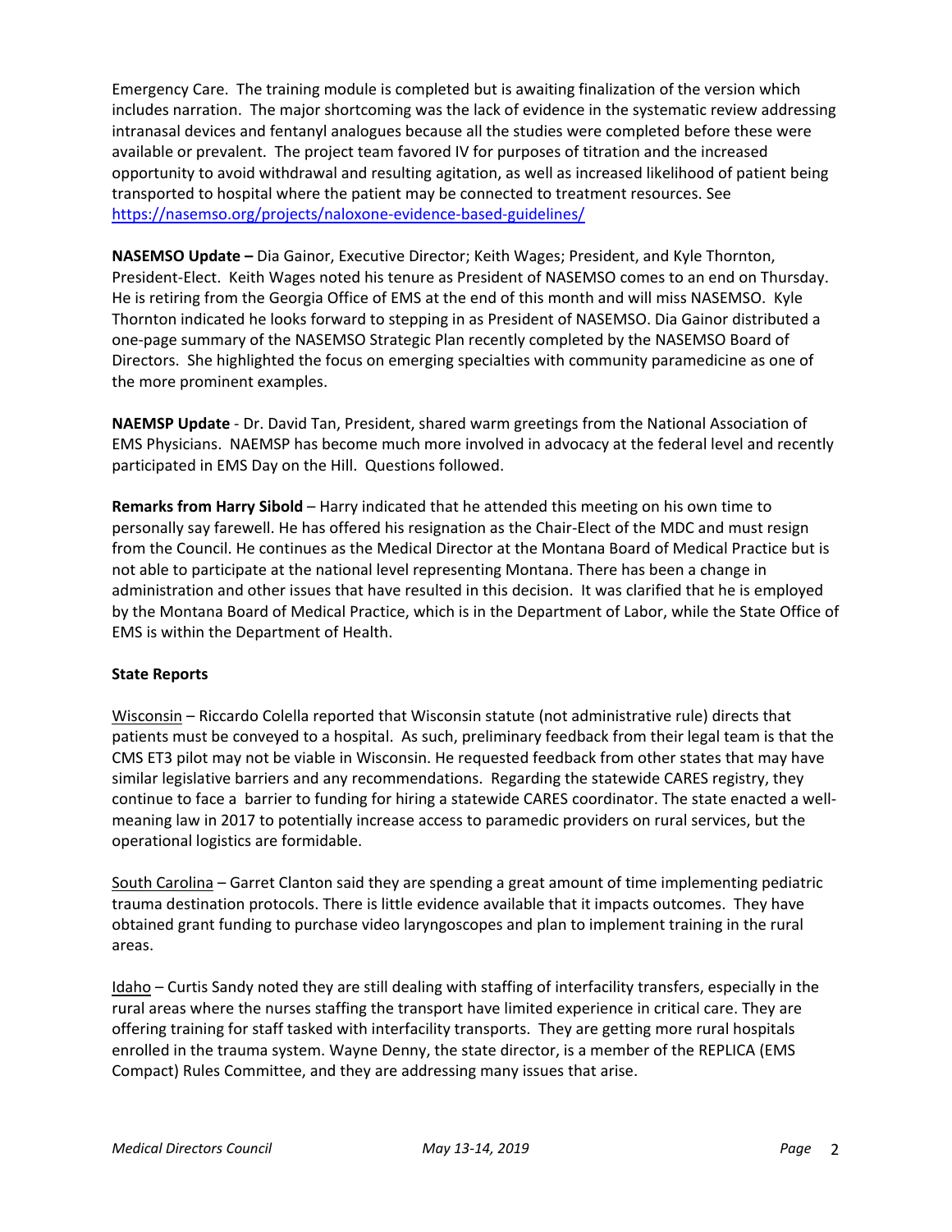Emergency Care. The training module is completed but is awaiting finalization of the version which includes narration. The major shortcoming was the lack of evidence in the systematic review addressing intranasal devices and fentanyl analogues because all the studies were completed before these were available or prevalent. The project team favored IV for purposes of titration and the increased opportunity to avoid withdrawal and resulting agitation, as well as increased likelihood of patient being transported to hospital where the patient may be connected to treatment resources. See https://nasemso.org/projects/naloxone-evidence-based-guidelines/

**NASEMSO Update –** Dia Gainor, Executive Director; Keith Wages; President, and Kyle Thornton, President-Elect. Keith Wages noted his tenure as President of NASEMSO comes to an end on Thursday. He is retiring from the Georgia Office of EMS at the end of this month and will miss NASEMSO. Kyle Thornton indicated he looks forward to stepping in as President of NASEMSO. Dia Gainor distributed a one-page summary of the NASEMSO Strategic Plan recently completed by the NASEMSO Board of Directors. She highlighted the focus on emerging specialties with community paramedicine as one of the more prominent examples.

**NAEMSP Update** - Dr. David Tan, President, shared warm greetings from the National Association of EMS Physicians. NAEMSP has become much more involved in advocacy at the federal level and recently participated in EMS Day on the Hill. Questions followed.

**Remarks from Harry Sibold** – Harry indicated that he attended this meeting on his own time to personally say farewell. He has offered his resignation as the Chair-Elect of the MDC and must resign from the Council. He continues as the Medical Director at the Montana Board of Medical Practice but is not able to participate at the national level representing Montana. There has been a change in administration and other issues that have resulted in this decision. It was clarified that he is employed by the Montana Board of Medical Practice, which is in the Department of Labor, while the State Office of EMS is within the Department of Health.

**State Reports**

Wisconsin – Riccardo Colella reported that Wisconsin statute (not administrative rule) directs that patients must be conveyed to a hospital. As such, preliminary feedback from their legal team is that the CMS ET3 pilot may not be viable in Wisconsin. He requested feedback from other states that may have similar legislative barriers and any recommendations. Regarding the statewide CARES registry, they continue to face a barrier to funding for hiring a statewide CARES coordinator. The state enacted a well-meaning law in 2017 to potentially increase access to paramedic providers on rural services, but the operational logistics are formidable.

South Carolina – Garret Clanton said they are spending a great amount of time implementing pediatric trauma destination protocols. There is little evidence available that it impacts outcomes. They have obtained grant funding to purchase video laryngoscopes and plan to implement training in the rural areas.

Idaho – Curtis Sandy noted they are still dealing with staffing of interfacility transfers, especially in the rural areas where the nurses staffing the transport have limited experience in critical care. They are offering training for staff tasked with interfacility transports. They are getting more rural hospitals enrolled in the trauma system. Wayne Denny, the state director, is a member of the REPLICA (EMS Compact) Rules Committee, and they are addressing many issues that arise.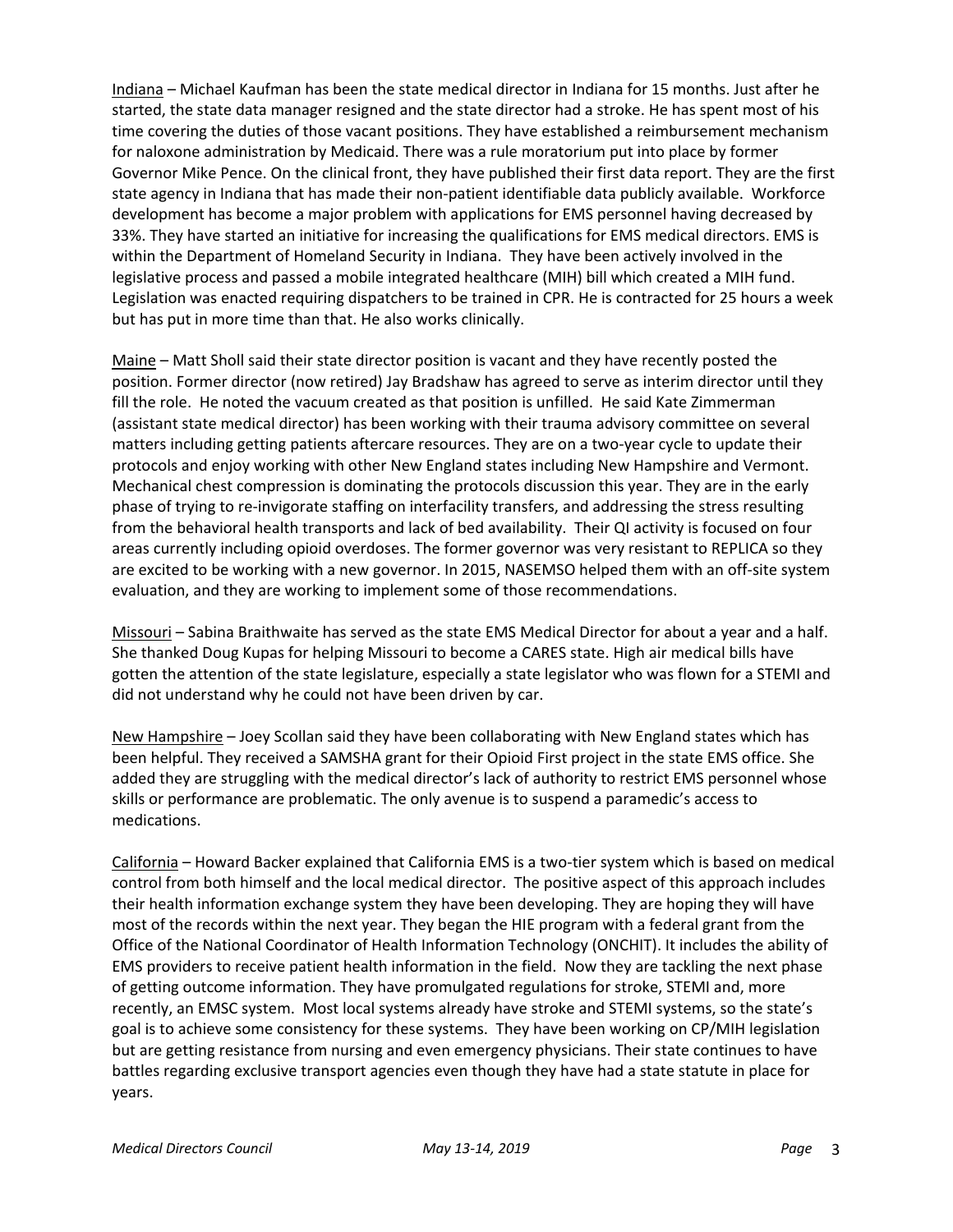Indiana – Michael Kaufman has been the state medical director in Indiana for 15 months. Just after he started, the state data manager resigned and the state director had a stroke. He has spent most of his time covering the duties of those vacant positions. They have established a reimbursement mechanism for naloxone administration by Medicaid. There was a rule moratorium put into place by former Governor Mike Pence. On the clinical front, they have published their first data report. They are the first state agency in Indiana that has made their non-patient identifiable data publicly available. Workforce development has become a major problem with applications for EMS personnel having decreased by 33%. They have started an initiative for increasing the qualifications for EMS medical directors. EMS is within the Department of Homeland Security in Indiana. They have been actively involved in the legislative process and passed a mobile integrated healthcare (MIH) bill which created a MIH fund. Legislation was enacted requiring dispatchers to be trained in CPR. He is contracted for 25 hours a week but has put in more time than that. He also works clinically.

Maine – Matt Sholl said their state director position is vacant and they have recently posted the position. Former director (now retired) Jay Bradshaw has agreed to serve as interim director until they fill the role. He noted the vacuum created as that position is unfilled. He said Kate Zimmerman (assistant state medical director) has been working with their trauma advisory committee on several matters including getting patients aftercare resources. They are on a two-year cycle to update their protocols and enjoy working with other New England states including New Hampshire and Vermont. Mechanical chest compression is dominating the protocols discussion this year. They are in the early phase of trying to re-invigorate staffing on interfacility transfers, and addressing the stress resulting from the behavioral health transports and lack of bed availability. Their QI activity is focused on four areas currently including opioid overdoses. The former governor was very resistant to REPLICA so they are excited to be working with a new governor. In 2015, NASEMSO helped them with an off-site system evaluation, and they are working to implement some of those recommendations.

Missouri – Sabina Braithwaite has served as the state EMS Medical Director for about a year and a half. She thanked Doug Kupas for helping Missouri to become a CARES state. High air medical bills have gotten the attention of the state legislature, especially a state legislator who was flown for a STEMI and did not understand why he could not have been driven by car.

New Hampshire – Joey Scollan said they have been collaborating with New England states which has been helpful. They received a SAMSHA grant for their Opioid First project in the state EMS office. She added they are struggling with the medical director's lack of authority to restrict EMS personnel whose skills or performance are problematic. The only avenue is to suspend a paramedic's access to medications.

California – Howard Backer explained that California EMS is a two-tier system which is based on medical control from both himself and the local medical director. The positive aspect of this approach includes their health information exchange system they have been developing. They are hoping they will have most of the records within the next year. They began the HIE program with a federal grant from the Office of the National Coordinator of Health Information Technology (ONCHIT). It includes the ability of EMS providers to receive patient health information in the field. Now they are tackling the next phase of getting outcome information. They have promulgated regulations for stroke, STEMI and, more recently, an EMSC system. Most local systems already have stroke and STEMI systems, so the state's goal is to achieve some consistency for these systems. They have been working on CP/MIH legislation but are getting resistance from nursing and even emergency physicians. Their state continues to have battles regarding exclusive transport agencies even though they have had a state statute in place for years.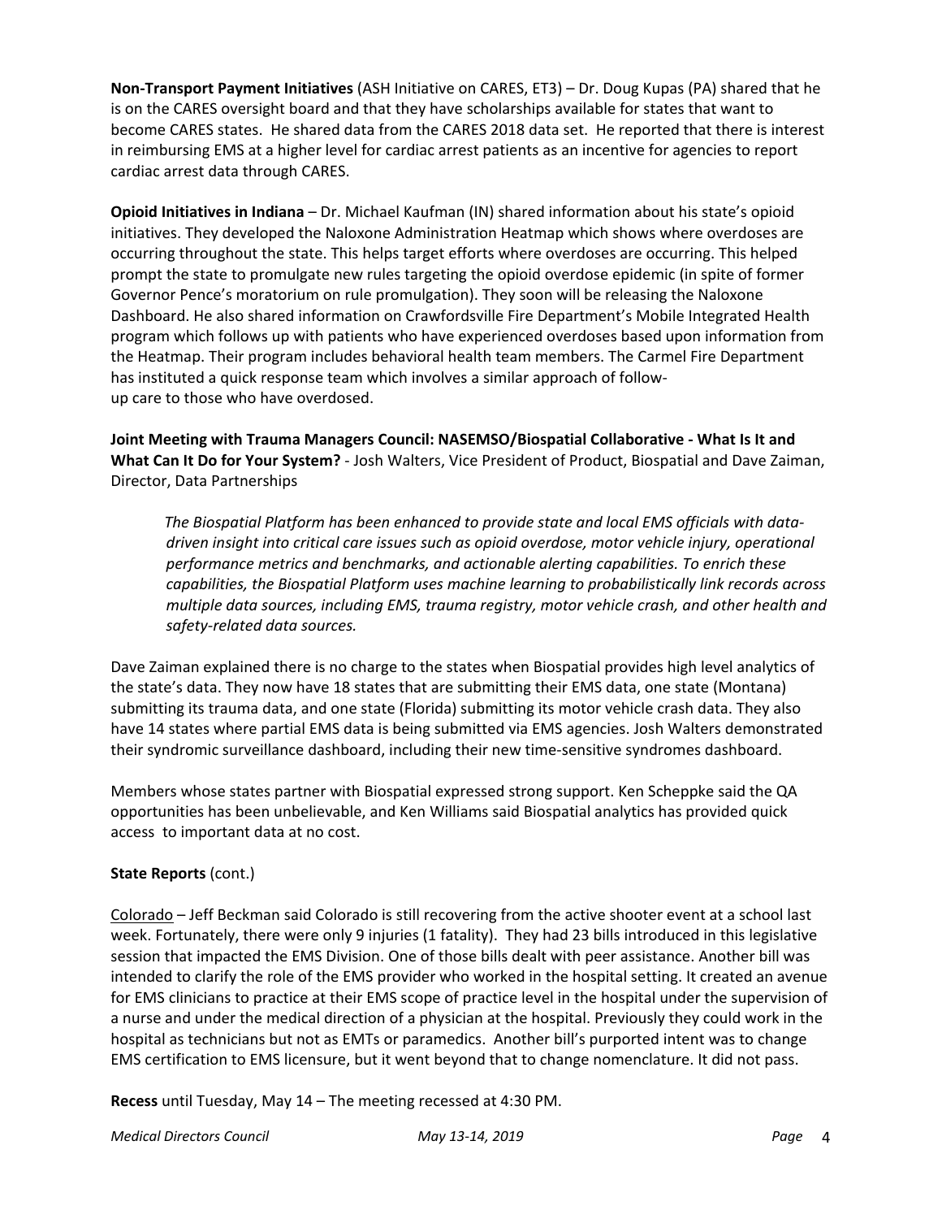**Non-Transport Payment Initiatives** (ASH Initiative on CARES, ET3) – Dr. Doug Kupas (PA) shared that he is on the CARES oversight board and that they have scholarships available for states that want to become CARES states. He shared data from the CARES 2018 data set. He reported that there is interest in reimbursing EMS at a higher level for cardiac arrest patients as an incentive for agencies to report cardiac arrest data through CARES.

**Opioid Initiatives in Indiana** – Dr. Michael Kaufman (IN) shared information about his state's opioid initiatives. They developed the Naloxone Administration Heatmap which shows where overdoses are occurring throughout the state. This helps target efforts where overdoses are occurring. This helped prompt the state to promulgate new rules targeting the opioid overdose epidemic (in spite of former Governor Pence's moratorium on rule promulgation). They soon will be releasing the Naloxone Dashboard. He also shared information on Crawfordsville Fire Department's Mobile Integrated Health program which follows up with patients who have experienced overdoses based upon information from the Heatmap. Their program includes behavioral health team members. The Carmel Fire Department has instituted a quick response team which involves a similar approach of follow-up care to those who have overdosed.

**Joint Meeting with Trauma Managers Council: NASEMSO/Biospatial Collaborative - What Is It and What Can It Do for Your System?** - Josh Walters, Vice President of Product, Biospatial and Dave Zaiman, Director, Data Partnerships

> *The Biospatial Platform has been enhanced to provide state and local EMS officials with data-driven insight into critical care issues such as opioid overdose, motor vehicle injury, operational performance metrics and benchmarks, and actionable alerting capabilities. To enrich these capabilities, the Biospatial Platform uses machine learning to probabilistically link records across multiple data sources, including EMS, trauma registry, motor vehicle crash, and other health and safety-related data sources.*

Dave Zaiman explained there is no charge to the states when Biospatial provides high level analytics of the state's data. They now have 18 states that are submitting their EMS data, one state (Montana) submitting its trauma data, and one state (Florida) submitting its motor vehicle crash data. They also have 14 states where partial EMS data is being submitted via EMS agencies. Josh Walters demonstrated their syndromic surveillance dashboard, including their new time-sensitive syndromes dashboard.

Members whose states partner with Biospatial expressed strong support. Ken Scheppke said the QA opportunities has been unbelievable, and Ken Williams said Biospatial analytics has provided quick access to important data at no cost.

**State Reports** (cont.)

Colorado – Jeff Beckman said Colorado is still recovering from the active shooter event at a school last week. Fortunately, there were only 9 injuries (1 fatality). They had 23 bills introduced in this legislative session that impacted the EMS Division. One of those bills dealt with peer assistance. Another bill was intended to clarify the role of the EMS provider who worked in the hospital setting. It created an avenue for EMS clinicians to practice at their EMS scope of practice level in the hospital under the supervision of a nurse and under the medical direction of a physician at the hospital. Previously they could work in the hospital as technicians but not as EMTs or paramedics. Another bill's purported intent was to change EMS certification to EMS licensure, but it went beyond that to change nomenclature. It did not pass.

**Recess** until Tuesday, May 14 – The meeting recessed at 4:30 PM.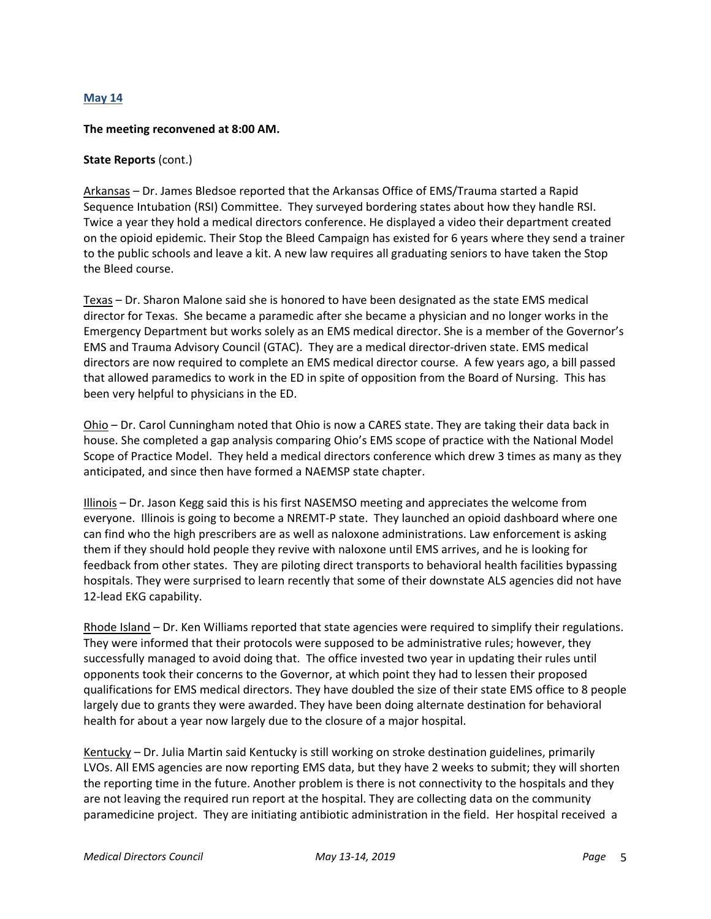## May 14

**The meeting reconvened at 8:00 AM.**

**State Reports** (cont.)

Arkansas – Dr. James Bledsoe reported that the Arkansas Office of EMS/Trauma started a Rapid Sequence Intubation (RSI) Committee. They surveyed bordering states about how they handle RSI. Twice a year they hold a medical directors conference. He displayed a video their department created on the opioid epidemic. Their Stop the Bleed Campaign has existed for 6 years where they send a trainer to the public schools and leave a kit. A new law requires all graduating seniors to have taken the Stop the Bleed course.

Texas – Dr. Sharon Malone said she is honored to have been designated as the state EMS medical director for Texas. She became a paramedic after she became a physician and no longer works in the Emergency Department but works solely as an EMS medical director. She is a member of the Governor's EMS and Trauma Advisory Council (GTAC). They are a medical director-driven state. EMS medical directors are now required to complete an EMS medical director course. A few years ago, a bill passed that allowed paramedics to work in the ED in spite of opposition from the Board of Nursing. This has been very helpful to physicians in the ED.

Ohio – Dr. Carol Cunningham noted that Ohio is now a CARES state. They are taking their data back in house. She completed a gap analysis comparing Ohio's EMS scope of practice with the National Model Scope of Practice Model. They held a medical directors conference which drew 3 times as many as they anticipated, and since then have formed a NAEMSP state chapter.

Illinois – Dr. Jason Kegg said this is his first NASEMSO meeting and appreciates the welcome from everyone. Illinois is going to become a NREMT-P state. They launched an opioid dashboard where one can find who the high prescribers are as well as naloxone administrations. Law enforcement is asking them if they should hold people they revive with naloxone until EMS arrives, and he is looking for feedback from other states. They are piloting direct transports to behavioral health facilities bypassing hospitals. They were surprised to learn recently that some of their downstate ALS agencies did not have 12-lead EKG capability.

Rhode Island – Dr. Ken Williams reported that state agencies were required to simplify their regulations. They were informed that their protocols were supposed to be administrative rules; however, they successfully managed to avoid doing that. The office invested two year in updating their rules until opponents took their concerns to the Governor, at which point they had to lessen their proposed qualifications for EMS medical directors. They have doubled the size of their state EMS office to 8 people largely due to grants they were awarded. They have been doing alternate destination for behavioral health for about a year now largely due to the closure of a major hospital.

Kentucky – Dr. Julia Martin said Kentucky is still working on stroke destination guidelines, primarily LVOs. All EMS agencies are now reporting EMS data, but they have 2 weeks to submit; they will shorten the reporting time in the future. Another problem is there is not connectivity to the hospitals and they are not leaving the required run report at the hospital. They are collecting data on the community paramedicine project. They are initiating antibiotic administration in the field. Her hospital received a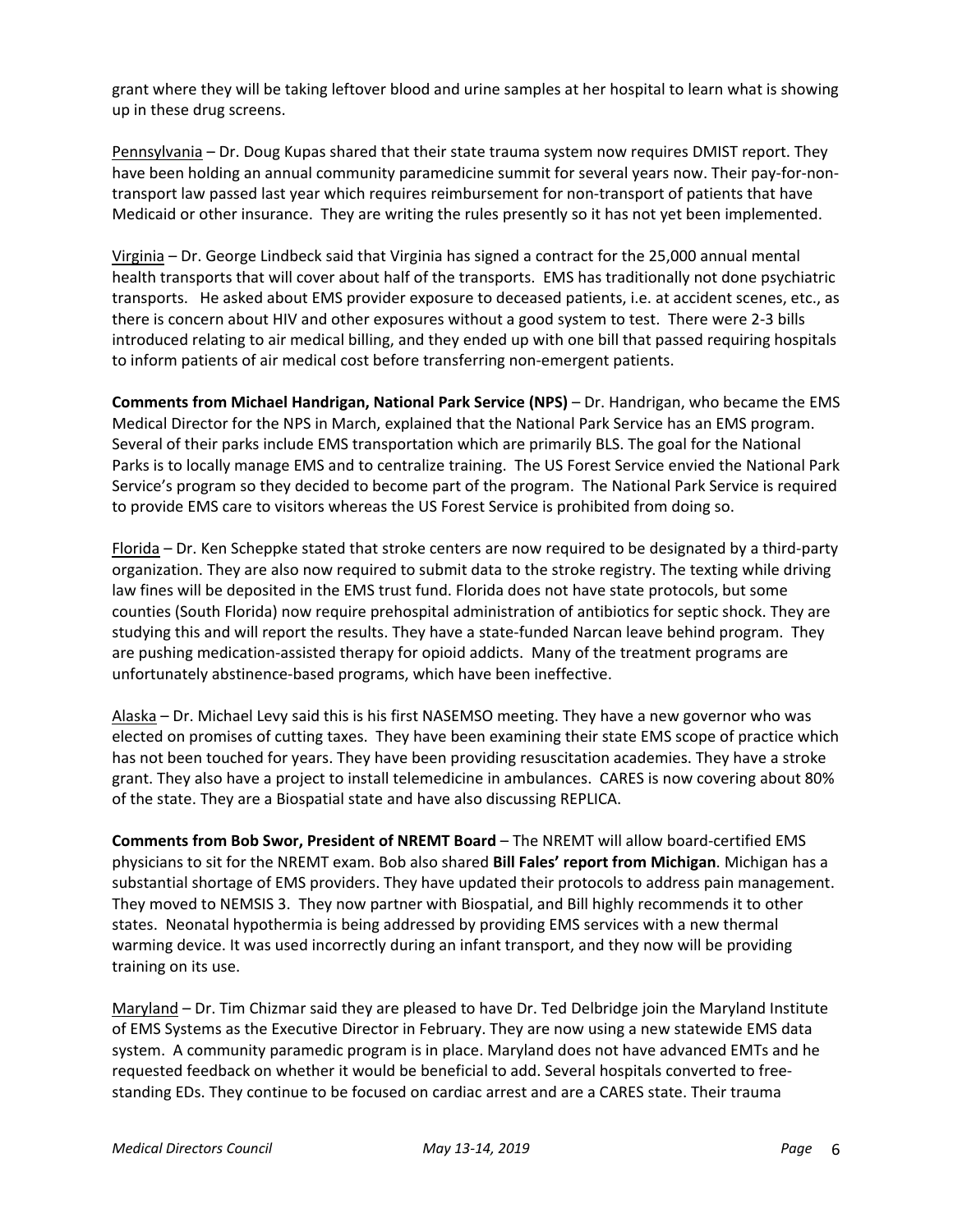grant where they will be taking leftover blood and urine samples at her hospital to learn what is showing up in these drug screens.

<u>Pennsylvania</u> – Dr. Doug Kupas shared that their state trauma system now requires DMIST report. They have been holding an annual community paramedicine summit for several years now. Their pay-for-non-transport law passed last year which requires reimbursement for non-transport of patients that have Medicaid or other insurance. They are writing the rules presently so it has not yet been implemented.

<u>Virginia</u> – Dr. George Lindbeck said that Virginia has signed a contract for the 25,000 annual mental health transports that will cover about half of the transports. EMS has traditionally not done psychiatric transports. He asked about EMS provider exposure to deceased patients, i.e. at accident scenes, etc., as there is concern about HIV and other exposures without a good system to test. There were 2-3 bills introduced relating to air medical billing, and they ended up with one bill that passed requiring hospitals to inform patients of air medical cost before transferring non-emergent patients.

**Comments from Michael Handrigan, National Park Service (NPS)** – Dr. Handrigan, who became the EMS Medical Director for the NPS in March, explained that the National Park Service has an EMS program. Several of their parks include EMS transportation which are primarily BLS. The goal for the National Parks is to locally manage EMS and to centralize training. The US Forest Service envied the National Park Service's program so they decided to become part of the program. The National Park Service is required to provide EMS care to visitors whereas the US Forest Service is prohibited from doing so.

<u>Florida</u> – Dr. Ken Scheppke stated that stroke centers are now required to be designated by a third-party organization. They are also now required to submit data to the stroke registry. The texting while driving law fines will be deposited in the EMS trust fund. Florida does not have state protocols, but some counties (South Florida) now require prehospital administration of antibiotics for septic shock. They are studying this and will report the results. They have a state-funded Narcan leave behind program. They are pushing medication-assisted therapy for opioid addicts. Many of the treatment programs are unfortunately abstinence-based programs, which have been ineffective.

<u>Alaska</u> – Dr. Michael Levy said this is his first NASEMSO meeting. They have a new governor who was elected on promises of cutting taxes. They have been examining their state EMS scope of practice which has not been touched for years. They have been providing resuscitation academies. They have a stroke grant. They also have a project to install telemedicine in ambulances. CARES is now covering about 80% of the state. They are a Biospatial state and have also discussing REPLICA.

**Comments from Bob Swor, President of NREMT Board** – The NREMT will allow board-certified EMS physicians to sit for the NREMT exam. Bob also shared **Bill Fales' report from Michigan**. Michigan has a substantial shortage of EMS providers. They have updated their protocols to address pain management. They moved to NEMSIS 3. They now partner with Biospatial, and Bill highly recommends it to other states. Neonatal hypothermia is being addressed by providing EMS services with a new thermal warming device. It was used incorrectly during an infant transport, and they now will be providing training on its use.

<u>Maryland</u> – Dr. Tim Chizmar said they are pleased to have Dr. Ted Delbridge join the Maryland Institute of EMS Systems as the Executive Director in February. They are now using a new statewide EMS data system. A community paramedic program is in place. Maryland does not have advanced EMTs and he requested feedback on whether it would be beneficial to add. Several hospitals converted to free-standing EDs. They continue to be focused on cardiac arrest and are a CARES state. Their trauma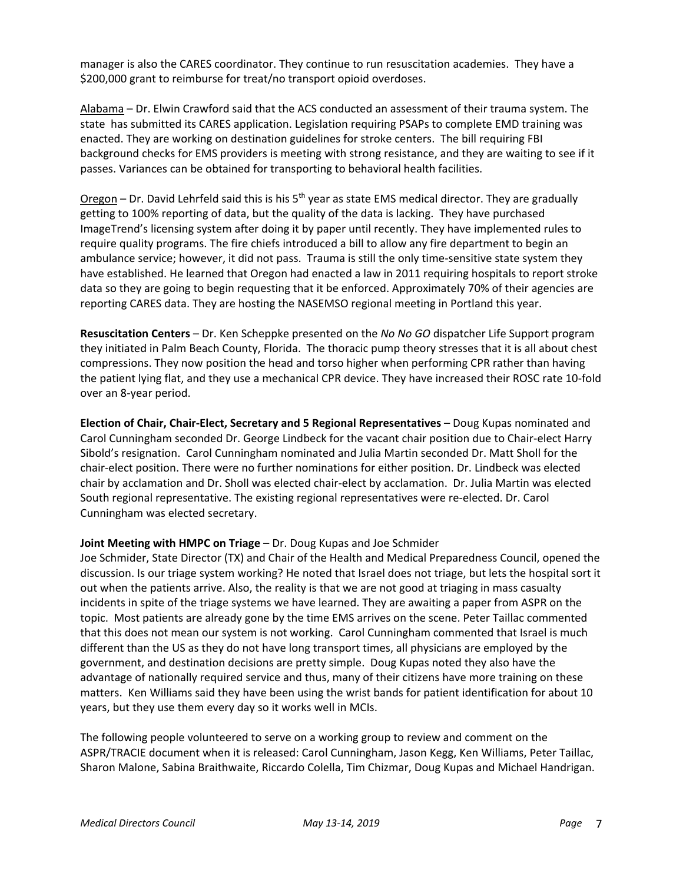manager is also the CARES coordinator. They continue to run resuscitation academies. They have a $200,000 grant to reimburse for treat/no transport opioid overdoses.

Alabama – Dr. Elwin Crawford said that the ACS conducted an assessment of their trauma system. The state has submitted its CARES application. Legislation requiring PSAPs to complete EMD training was enacted. They are working on destination guidelines for stroke centers. The bill requiring FBI background checks for EMS providers is meeting with strong resistance, and they are waiting to see if it passes. Variances can be obtained for transporting to behavioral health facilities.

Oregon – Dr. David Lehrfeld said this is his 5th year as state EMS medical director. They are gradually getting to 100% reporting of data, but the quality of the data is lacking. They have purchased ImageTrend's licensing system after doing it by paper until recently. They have implemented rules to require quality programs. The fire chiefs introduced a bill to allow any fire department to begin an ambulance service; however, it did not pass. Trauma is still the only time-sensitive state system they have established. He learned that Oregon had enacted a law in 2011 requiring hospitals to report stroke data so they are going to begin requesting that it be enforced. Approximately 70% of their agencies are reporting CARES data. They are hosting the NASEMSO regional meeting in Portland this year.

**Resuscitation Centers** – Dr. Ken Scheppke presented on the *No No GO* dispatcher Life Support program they initiated in Palm Beach County, Florida. The thoracic pump theory stresses that it is all about chest compressions. They now position the head and torso higher when performing CPR rather than having the patient lying flat, and they use a mechanical CPR device. They have increased their ROSC rate 10-fold over an 8-year period.

**Election of Chair, Chair-Elect, Secretary and 5 Regional Representatives** – Doug Kupas nominated and Carol Cunningham seconded Dr. George Lindbeck for the vacant chair position due to Chair-elect Harry Sibold's resignation. Carol Cunningham nominated and Julia Martin seconded Dr. Matt Sholl for the chair-elect position. There were no further nominations for either position. Dr. Lindbeck was elected chair by acclamation and Dr. Sholl was elected chair-elect by acclamation. Dr. Julia Martin was elected South regional representative. The existing regional representatives were re-elected. Dr. Carol Cunningham was elected secretary.

**Joint Meeting with HMPC on Triage** – Dr. Doug Kupas and Joe Schmider

Joe Schmider, State Director (TX) and Chair of the Health and Medical Preparedness Council, opened the discussion. Is our triage system working? He noted that Israel does not triage, but lets the hospital sort it out when the patients arrive. Also, the reality is that we are not good at triaging in mass casualty incidents in spite of the triage systems we have learned. They are awaiting a paper from ASPR on the topic. Most patients are already gone by the time EMS arrives on the scene. Peter Taillac commented that this does not mean our system is not working. Carol Cunningham commented that Israel is much different than the US as they do not have long transport times, all physicians are employed by the government, and destination decisions are pretty simple. Doug Kupas noted they also have the advantage of nationally required service and thus, many of their citizens have more training on these matters. Ken Williams said they have been using the wrist bands for patient identification for about 10 years, but they use them every day so it works well in MCIs.

The following people volunteered to serve on a working group to review and comment on the ASPR/TRACIE document when it is released: Carol Cunningham, Jason Kegg, Ken Williams, Peter Taillac, Sharon Malone, Sabina Braithwaite, Riccardo Colella, Tim Chizmar, Doug Kupas and Michael Handrigan.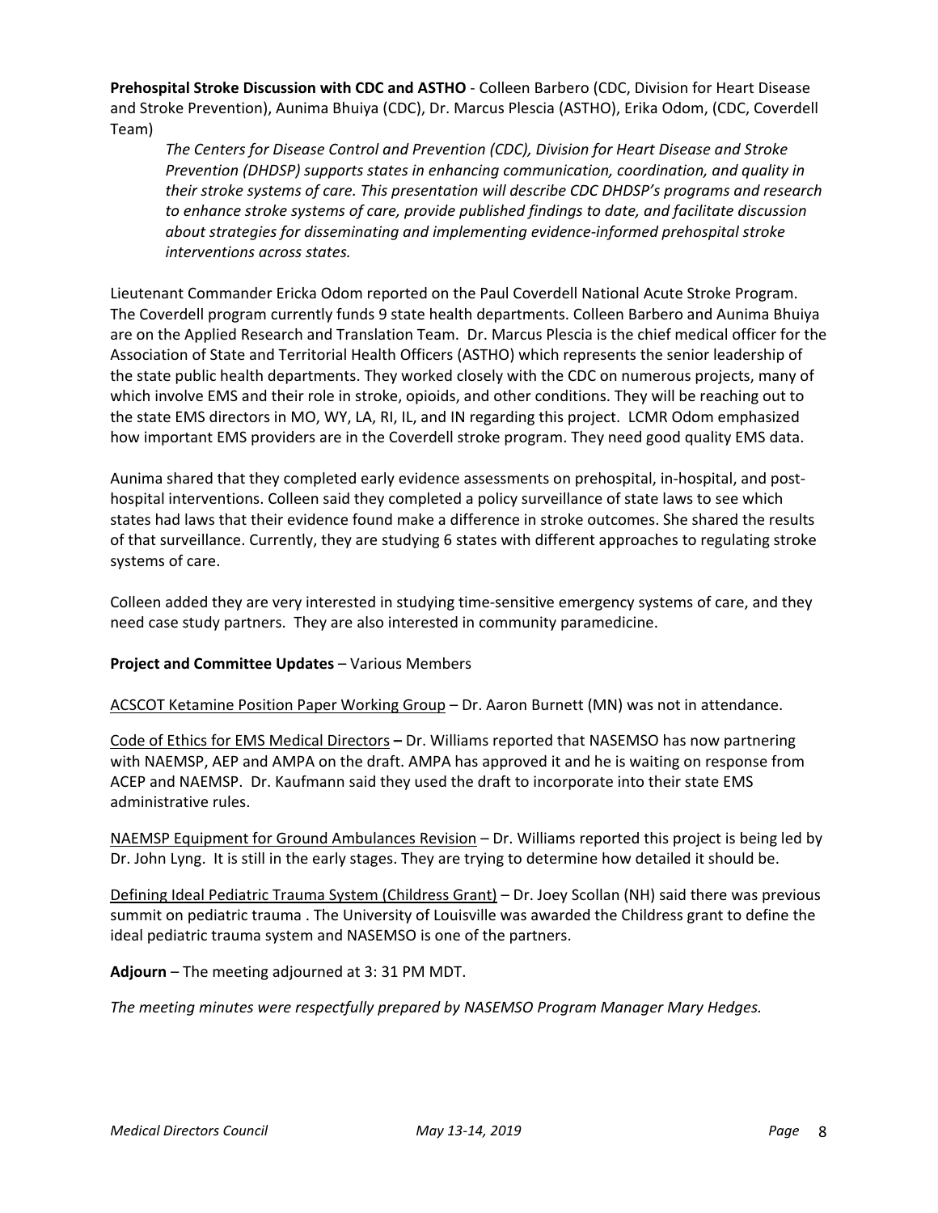**Prehospital Stroke Discussion with CDC and ASTHO** - Colleen Barbero (CDC, Division for Heart Disease and Stroke Prevention), Aunima Bhuiya (CDC), Dr. Marcus Plescia (ASTHO), Erika Odom, (CDC, Coverdell Team)

*The Centers for Disease Control and Prevention (CDC), Division for Heart Disease and Stroke Prevention (DHDSP) supports states in enhancing communication, coordination, and quality in their stroke systems of care. This presentation will describe CDC DHDSP's programs and research to enhance stroke systems of care, provide published findings to date, and facilitate discussion about strategies for disseminating and implementing evidence-informed prehospital stroke interventions across states.*

Lieutenant Commander Ericka Odom reported on the Paul Coverdell National Acute Stroke Program. The Coverdell program currently funds 9 state health departments. Colleen Barbero and Aunima Bhuiya are on the Applied Research and Translation Team. Dr. Marcus Plescia is the chief medical officer for the Association of State and Territorial Health Officers (ASTHO) which represents the senior leadership of the state public health departments. They worked closely with the CDC on numerous projects, many of which involve EMS and their role in stroke, opioids, and other conditions. They will be reaching out to the state EMS directors in MO, WY, LA, RI, IL, and IN regarding this project. LCMR Odom emphasized how important EMS providers are in the Coverdell stroke program. They need good quality EMS data.

Aunima shared that they completed early evidence assessments on prehospital, in-hospital, and post-hospital interventions. Colleen said they completed a policy surveillance of state laws to see which states had laws that their evidence found make a difference in stroke outcomes. She shared the results of that surveillance. Currently, they are studying 6 states with different approaches to regulating stroke systems of care.

Colleen added they are very interested in studying time-sensitive emergency systems of care, and they need case study partners. They are also interested in community paramedicine.

**Project and Committee Updates** – Various Members

ACSCOT Ketamine Position Paper Working Group – Dr. Aaron Burnett (MN) was not in attendance.

Code of Ethics for EMS Medical Directors **–** Dr. Williams reported that NASEMSO has now partnering with NAEMSP, AEP and AMPA on the draft. AMPA has approved it and he is waiting on response from ACEP and NAEMSP. Dr. Kaufmann said they used the draft to incorporate into their state EMS administrative rules.

NAEMSP Equipment for Ground Ambulances Revision – Dr. Williams reported this project is being led by Dr. John Lyng. It is still in the early stages. They are trying to determine how detailed it should be.

Defining Ideal Pediatric Trauma System (Childress Grant) – Dr. Joey Scollan (NH) said there was previous summit on pediatric trauma . The University of Louisville was awarded the Childress grant to define the ideal pediatric trauma system and NASEMSO is one of the partners.

**Adjourn** – The meeting adjourned at 3: 31 PM MDT.

*The meeting minutes were respectfully prepared by NASEMSO Program Manager Mary Hedges.*